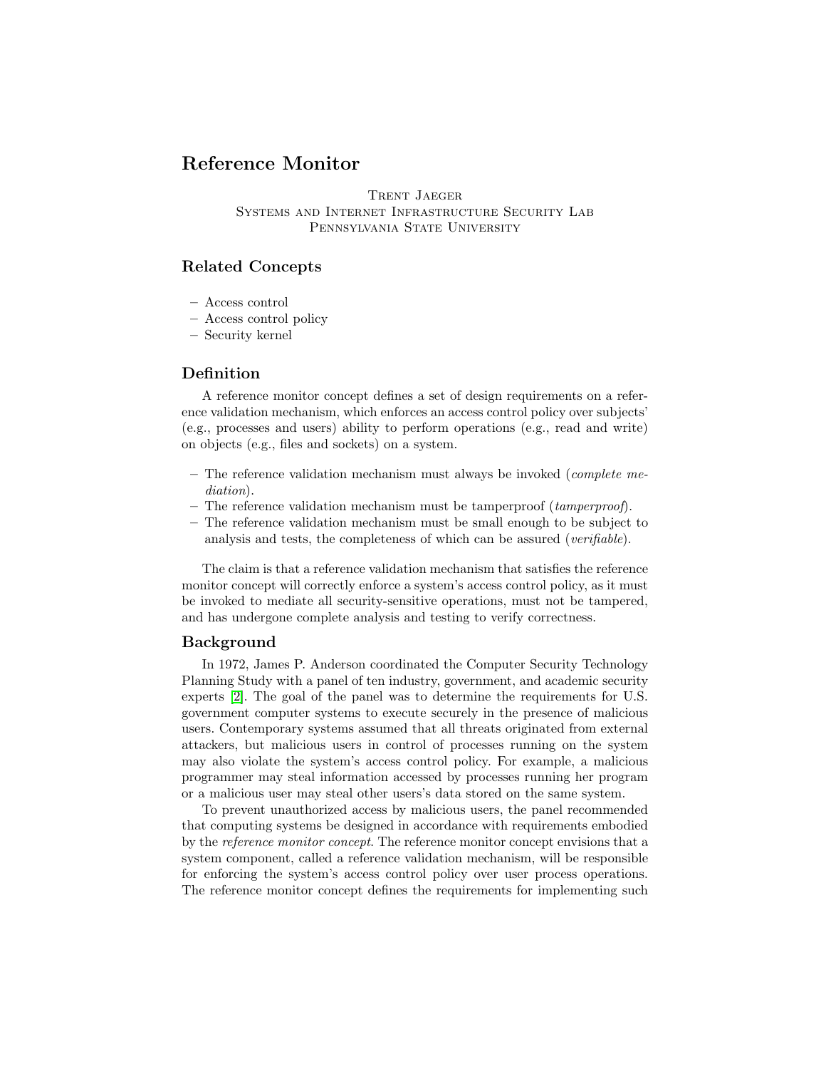# Reference Monitor

Trent Jaeger
Systems and Internet Infrastructure Security Lab
Pennsylvania State University

## Related Concepts

- Access control
- Access control policy
- Security kernel

## Definition

A reference monitor concept defines a set of design requirements on a reference validation mechanism, which enforces an access control policy over subjects' (e.g., processes and users) ability to perform operations (e.g., read and write) on objects (e.g., files and sockets) on a system.

- The reference validation mechanism must always be invoked (*complete mediation*).
- The reference validation mechanism must be tamperproof (*tamperproof*).
- The reference validation mechanism must be small enough to be subject to analysis and tests, the completeness of which can be assured (*verifiable*).

The claim is that a reference validation mechanism that satisfies the reference monitor concept will correctly enforce a system's access control policy, as it must be invoked to mediate all security-sensitive operations, must not be tampered, and has undergone complete analysis and testing to verify correctness.

## Background

In 1972, James P. Anderson coordinated the Computer Security Technology Planning Study with a panel of ten industry, government, and academic security experts [2]. The goal of the panel was to determine the requirements for U.S. government computer systems to execute securely in the presence of malicious users. Contemporary systems assumed that all threats originated from external attackers, but malicious users in control of processes running on the system may also violate the system's access control policy. For example, a malicious programmer may steal information accessed by processes running her program or a malicious user may steal other users's data stored on the same system.

To prevent unauthorized access by malicious users, the panel recommended that computing systems be designed in accordance with requirements embodied by the *reference monitor concept*. The reference monitor concept envisions that a system component, called a reference validation mechanism, will be responsible for enforcing the system's access control policy over user process operations. The reference monitor concept defines the requirements for implementing such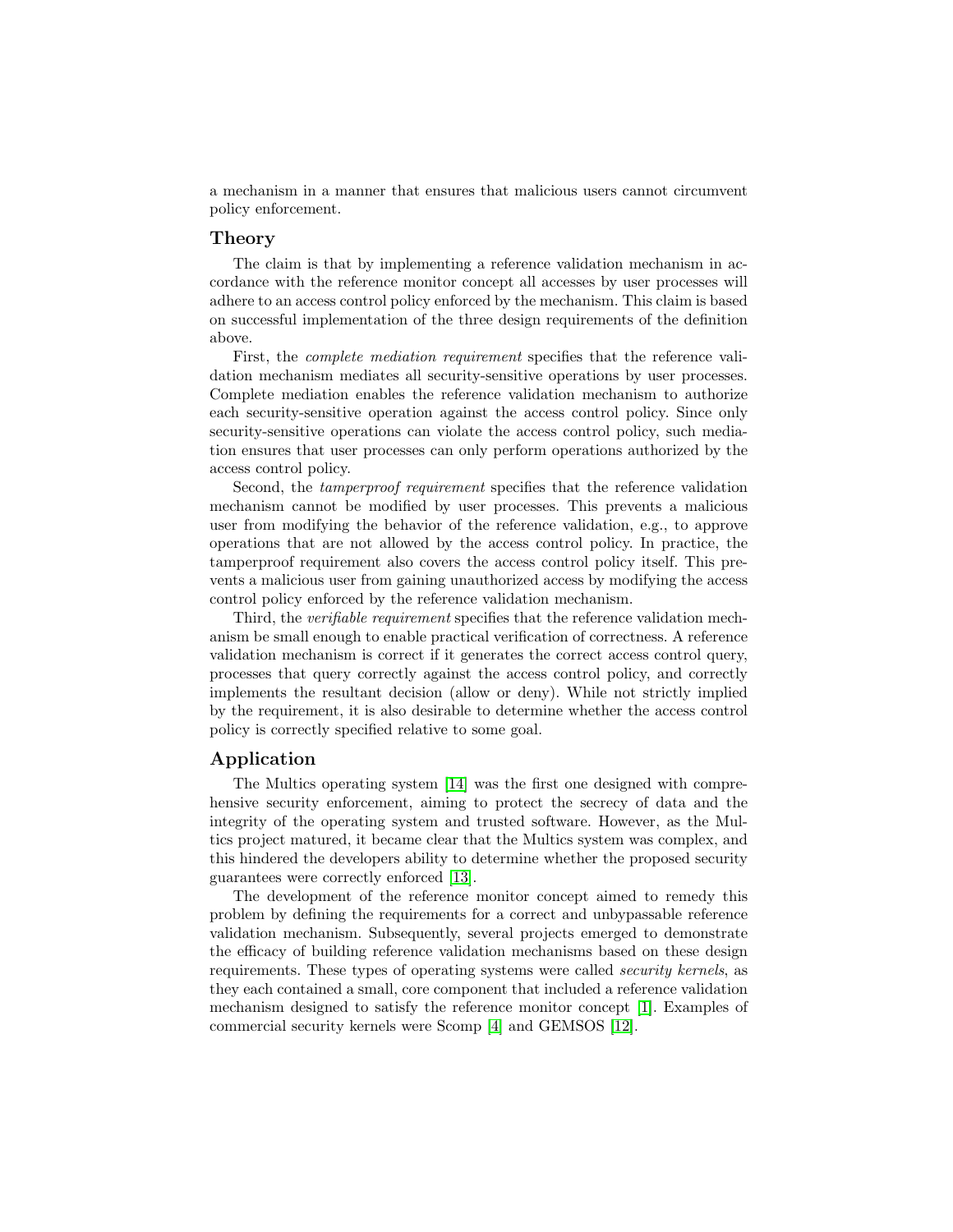a mechanism in a manner that ensures that malicious users cannot circumvent policy enforcement.

## Theory

The claim is that by implementing a reference validation mechanism in accordance with the reference monitor concept all accesses by user processes will adhere to an access control policy enforced by the mechanism. This claim is based on successful implementation of the three design requirements of the definition above.

First, the *complete mediation requirement* specifies that the reference validation mechanism mediates all security-sensitive operations by user processes. Complete mediation enables the reference validation mechanism to authorize each security-sensitive operation against the access control policy. Since only security-sensitive operations can violate the access control policy, such mediation ensures that user processes can only perform operations authorized by the access control policy.

Second, the *tamperproof requirement* specifies that the reference validation mechanism cannot be modified by user processes. This prevents a malicious user from modifying the behavior of the reference validation, e.g., to approve operations that are not allowed by the access control policy. In practice, the tamperproof requirement also covers the access control policy itself. This prevents a malicious user from gaining unauthorized access by modifying the access control policy enforced by the reference validation mechanism.

Third, the *verifiable requirement* specifies that the reference validation mechanism be small enough to enable practical verification of correctness. A reference validation mechanism is correct if it generates the correct access control query, processes that query correctly against the access control policy, and correctly implements the resultant decision (allow or deny). While not strictly implied by the requirement, it is also desirable to determine whether the access control policy is correctly specified relative to some goal.

## Application

The Multics operating system [14] was the first one designed with comprehensive security enforcement, aiming to protect the secrecy of data and the integrity of the operating system and trusted software. However, as the Multics project matured, it became clear that the Multics system was complex, and this hindered the developers ability to determine whether the proposed security guarantees were correctly enforced [13].

The development of the reference monitor concept aimed to remedy this problem by defining the requirements for a correct and unbypassable reference validation mechanism. Subsequently, several projects emerged to demonstrate the efficacy of building reference validation mechanisms based on these design requirements. These types of operating systems were called *security kernels*, as they each contained a small, core component that included a reference validation mechanism designed to satisfy the reference monitor concept [1]. Examples of commercial security kernels were Scomp [4] and GEMSOS [12].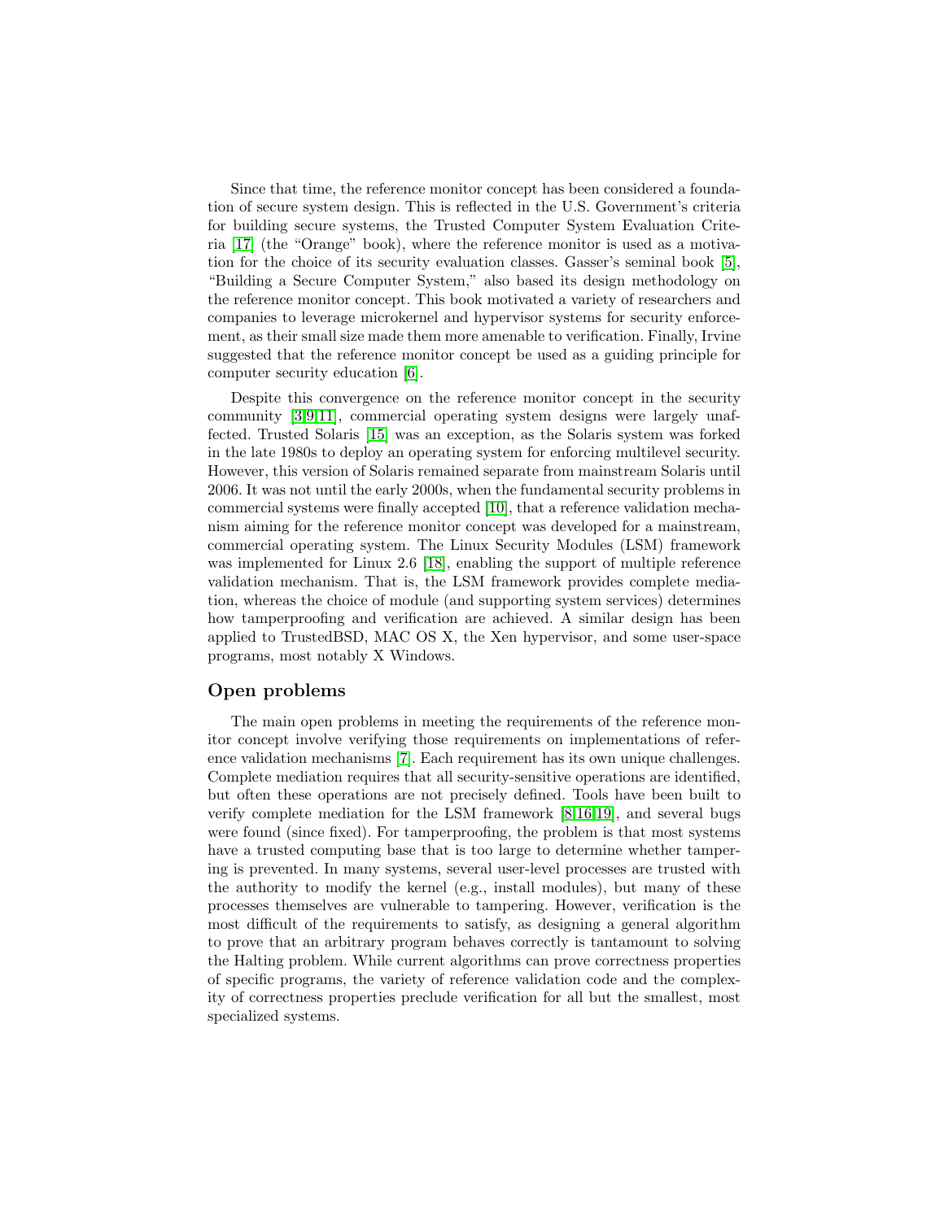Since that time, the reference monitor concept has been considered a foundation of secure system design. This is reflected in the U.S. Government's criteria for building secure systems, the Trusted Computer System Evaluation Criteria [17] (the "Orange" book), where the reference monitor is used as a motivation for the choice of its security evaluation classes. Gasser's seminal book [5], "Building a Secure Computer System," also based its design methodology on the reference monitor concept. This book motivated a variety of researchers and companies to leverage microkernel and hypervisor systems for security enforcement, as their small size made them more amenable to verification. Finally, Irvine suggested that the reference monitor concept be used as a guiding principle for computer security education [6].

Despite this convergence on the reference monitor concept in the security community [3,9,11], commercial operating system designs were largely unaffected. Trusted Solaris [15] was an exception, as the Solaris system was forked in the late 1980s to deploy an operating system for enforcing multilevel security. However, this version of Solaris remained separate from mainstream Solaris until 2006. It was not until the early 2000s, when the fundamental security problems in commercial systems were finally accepted [10], that a reference validation mechanism aiming for the reference monitor concept was developed for a mainstream, commercial operating system. The Linux Security Modules (LSM) framework was implemented for Linux 2.6 [18], enabling the support of multiple reference validation mechanism. That is, the LSM framework provides complete mediation, whereas the choice of module (and supporting system services) determines how tamperproofing and verification are achieved. A similar design has been applied to TrustedBSD, MAC OS X, the Xen hypervisor, and some user-space programs, most notably X Windows.

## Open problems

The main open problems in meeting the requirements of the reference monitor concept involve verifying those requirements on implementations of reference validation mechanisms [7]. Each requirement has its own unique challenges. Complete mediation requires that all security-sensitive operations are identified, but often these operations are not precisely defined. Tools have been built to verify complete mediation for the LSM framework [8,16,19], and several bugs were found (since fixed). For tamperproofing, the problem is that most systems have a trusted computing base that is too large to determine whether tampering is prevented. In many systems, several user-level processes are trusted with the authority to modify the kernel (e.g., install modules), but many of these processes themselves are vulnerable to tampering. However, verification is the most difficult of the requirements to satisfy, as designing a general algorithm to prove that an arbitrary program behaves correctly is tantamount to solving the Halting problem. While current algorithms can prove correctness properties of specific programs, the variety of reference validation code and the complexity of correctness properties preclude verification for all but the smallest, most specialized systems.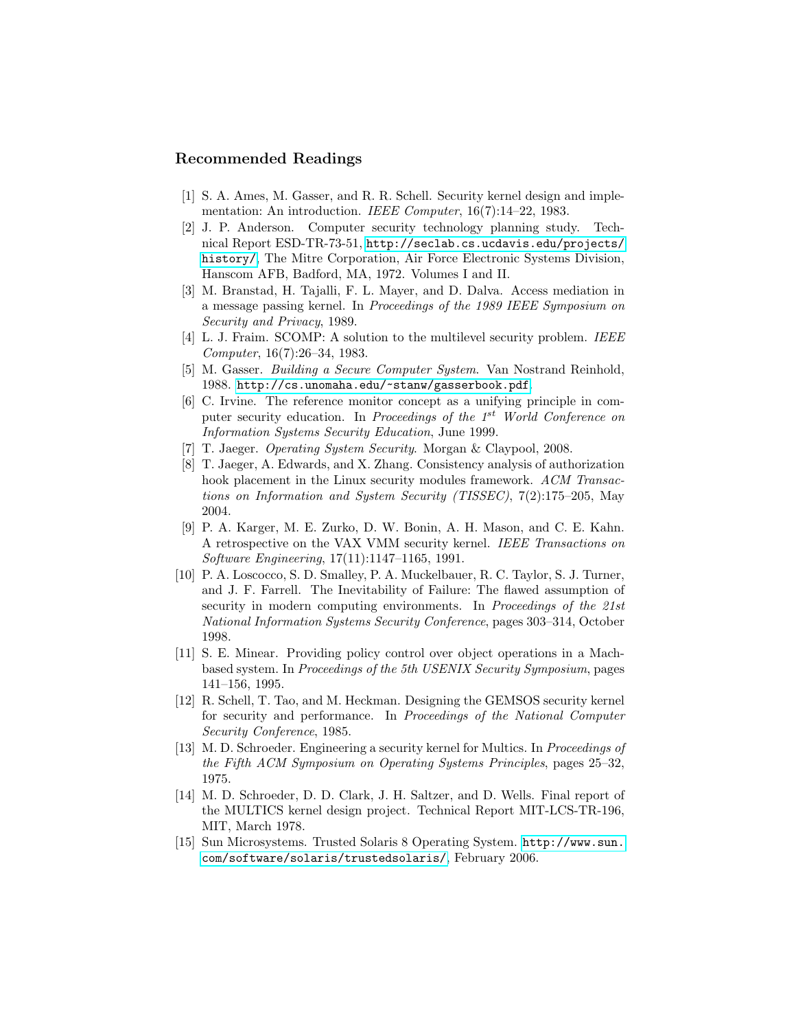## Recommended Readings

[1] S. A. Ames, M. Gasser, and R. R. Schell. Security kernel design and implementation: An introduction. *IEEE Computer*, 16(7):14–22, 1983.

[2] J. P. Anderson. Computer security technology planning study. Technical Report ESD-TR-73-51, http://seclab.cs.ucdavis.edu/projects/history/, The Mitre Corporation, Air Force Electronic Systems Division, Hanscom AFB, Badford, MA, 1972. Volumes I and II.

[3] M. Branstad, H. Tajalli, F. L. Mayer, and D. Dalva. Access mediation in a message passing kernel. In *Proceedings of the 1989 IEEE Symposium on Security and Privacy*, 1989.

[4] L. J. Fraim. SCOMP: A solution to the multilevel security problem. *IEEE Computer*, 16(7):26–34, 1983.

[5] M. Gasser. *Building a Secure Computer System*. Van Nostrand Reinhold, 1988. http://cs.unomaha.edu/~stanw/gasserbook.pdf.

[6] C. Irvine. The reference monitor concept as a unifying principle in computer security education. In *Proceedings of the 1st World Conference on Information Systems Security Education*, June 1999.

[7] T. Jaeger. *Operating System Security*. Morgan & Claypool, 2008.

[8] T. Jaeger, A. Edwards, and X. Zhang. Consistency analysis of authorization hook placement in the Linux security modules framework. *ACM Transactions on Information and System Security (TISSEC)*, 7(2):175–205, May 2004.

[9] P. A. Karger, M. E. Zurko, D. W. Bonin, A. H. Mason, and C. E. Kahn. A retrospective on the VAX VMM security kernel. *IEEE Transactions on Software Engineering*, 17(11):1147–1165, 1991.

[10] P. A. Loscocco, S. D. Smalley, P. A. Muckelbauer, R. C. Taylor, S. J. Turner, and J. F. Farrell. The Inevitability of Failure: The flawed assumption of security in modern computing environments. In *Proceedings of the 21st National Information Systems Security Conference*, pages 303–314, October 1998.

[11] S. E. Minear. Providing policy control over object operations in a Mach-based system. In *Proceedings of the 5th USENIX Security Symposium*, pages 141–156, 1995.

[12] R. Schell, T. Tao, and M. Heckman. Designing the GEMSOS security kernel for security and performance. In *Proceedings of the National Computer Security Conference*, 1985.

[13] M. D. Schroeder. Engineering a security kernel for Multics. In *Proceedings of the Fifth ACM Symposium on Operating Systems Principles*, pages 25–32, 1975.

[14] M. D. Schroeder, D. D. Clark, J. H. Saltzer, and D. Wells. Final report of the MULTICS kernel design project. Technical Report MIT-LCS-TR-196, MIT, March 1978.

[15] Sun Microsystems. Trusted Solaris 8 Operating System. http://www.sun.com/software/solaris/trustedsolaris/, February 2006.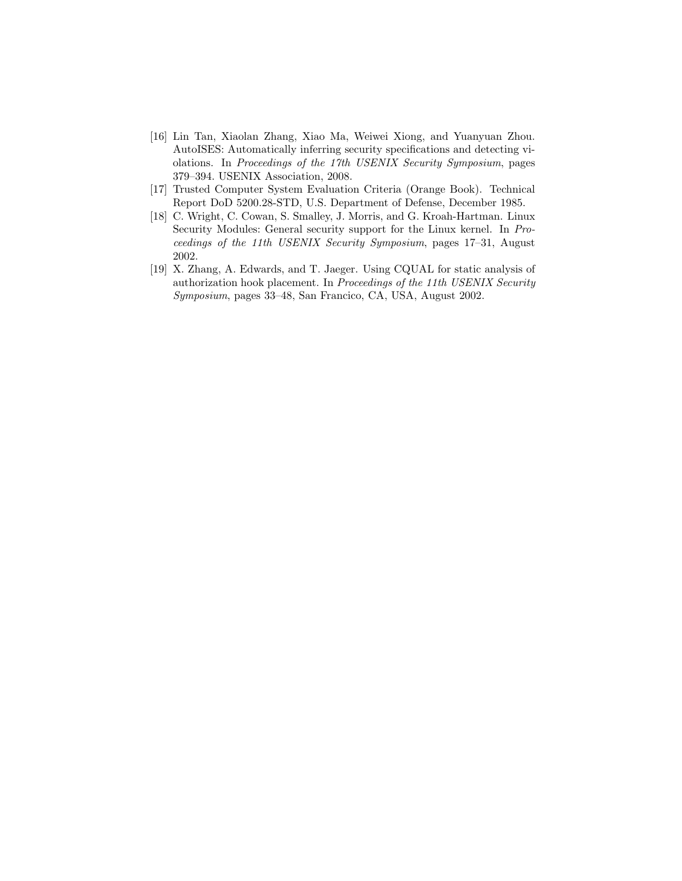[16] Lin Tan, Xiaolan Zhang, Xiao Ma, Weiwei Xiong, and Yuanyuan Zhou. AutoISES: Automatically inferring security specifications and detecting violations. In *Proceedings of the 17th USENIX Security Symposium*, pages 379–394. USENIX Association, 2008.

[17] Trusted Computer System Evaluation Criteria (Orange Book). Technical Report DoD 5200.28-STD, U.S. Department of Defense, December 1985.

[18] C. Wright, C. Cowan, S. Smalley, J. Morris, and G. Kroah-Hartman. Linux Security Modules: General security support for the Linux kernel. In *Proceedings of the 11th USENIX Security Symposium*, pages 17–31, August 2002.

[19] X. Zhang, A. Edwards, and T. Jaeger. Using CQUAL for static analysis of authorization hook placement. In *Proceedings of the 11th USENIX Security Symposium*, pages 33–48, San Francico, CA, USA, August 2002.